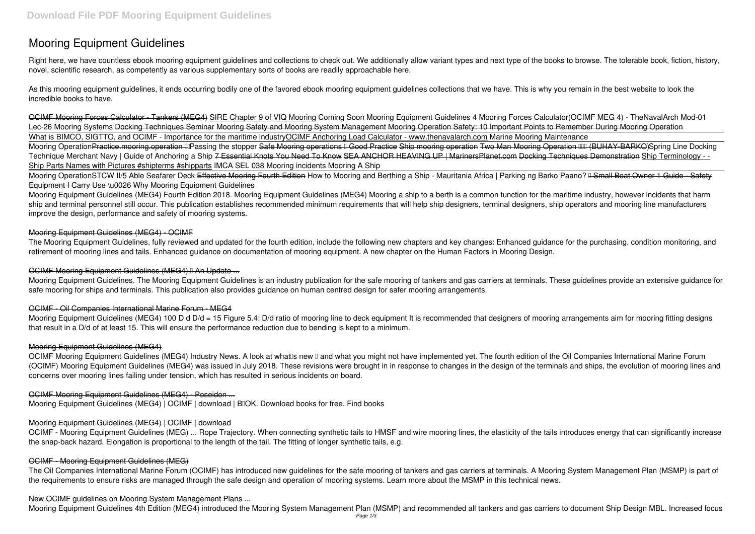# Mooring Equipment Guidelines

Right here, we have countless ebook mooring equipment guidelines and collections to check out. We additionally allow variant types and next type of the books to browse. The tolerable book, fiction, history, novel, scientific research, as competently as various supplementary sorts of books are readily approachable here.

As this mooring equipment guidelines, it ends occurring bodily one of the favored ebook mooring equipment guidelines collections that we have. This is why you remain in the best website to look the incredible books to have.

OCIMF Mooring Forces Calculator - Tankers (MEG4) SIRE Chapter 9 of VIQ Mooring *Coming Soon Mooring Equipment Guidelines 4 Mooring Forces Calculator(OCIMF MEG 4) - TheNavalArch Mod-01 Lec-26 Mooring Systems* Docking Techniques Seminar Mooring Safety and Mooring System Management Mooring Operation Safety: 10 Important Points to Remember During Mooring Operation What is BIMCO, SIGTTO, and OCIMF - Importance for the maritime industry OCIMF Anchoring Load Calculator - www.thenavalarch.com *Marine Mooring Maintenance* Mooring Operation Practice.mooring.operation *Passing the stopper* Safe Mooring operations – Good Practice Ship mooring operation Two Man Mooring Operation (BUHAY-BARKO) *Spring Line Docking Technique Merchant Navy | Guide of Anchoring a Ship* 7 Essential Knots You Need To Know SEA ANCHOR HEAVING UP | MarinersPlanet.com Docking Techniques Demonstration Ship Terminology - - Ship Parts Names with Pictures #shipterms #shipparts *IMCA SEL 038 Mooring incidents Mooring A Ship*

Mooring Operation *STCW II/5 Able Seafarer Deck* Effective Mooring Fourth Edition *How to Mooring and Berthing a Ship - Mauritania Africa | Parking ng Barko Paano?* – Small Boat Owner 1 Guide - Safety Equipment I Carry Use \u0026 Why Mooring Equipment Guidelines

Mooring Equipment Guidelines (MEG4) Fourth Edition 2018. Mooring Equipment Guidelines (MEG4) Mooring a ship to a berth is a common function for the maritime industry, however incidents that harm ship and terminal personnel still occur. This publication establishes recommended minimum requirements that will help ship designers, terminal designers, ship operators and mooring line manufacturers improve the design, performance and safety of mooring systems.

## Mooring Equipment Guidelines (MEG4) - OCIMF

The Mooring Equipment Guidelines, fully reviewed and updated for the fourth edition, include the following new chapters and key changes: Enhanced guidance for the purchasing, condition monitoring, and retirement of mooring lines and tails. Enhanced guidance on documentation of mooring equipment. A new chapter on the Human Factors in Mooring Design.

## OCIMF Mooring Equipment Guidelines (MEG4) – An Update ...

Mooring Equipment Guidelines. The Mooring Equipment Guidelines is an industry publication for the safe mooring of tankers and gas carriers at terminals. These guidelines provide an extensive guidance for safe mooring for ships and terminals. This publication also provides guidance on human centred design for safer mooring arrangements.

## OCIMF - Oil Companies International Marine Forum - MEG4

Mooring Equipment Guidelines (MEG4) 100 D d D/d = 15 Figure 5.4: D/d ratio of mooring line to deck equipment It is recommended that designers of mooring arrangements aim for mooring fitting designs that result in a D/d of at least 15. This will ensure the performance reduction due to bending is kept to a minimum.

## Mooring Equipment Guidelines (MEG4)

OCIMF Mooring Equipment Guidelines (MEG4) Industry News. A look at what's new – and what you might not have implemented yet. The fourth edition of the Oil Companies International Marine Forum (OCIMF) Mooring Equipment Guidelines (MEG4) was issued in July 2018. These revisions were brought in in response to changes in the design of the terminals and ships, the evolution of mooring lines and concerns over mooring lines failing under tension, which has resulted in serious incidents on board.

## OCIMF Mooring Equipment Guidelines (MEG4) - Poseidon ...

Mooring Equipment Guidelines (MEG4) | OCIMF | download | B–OK. Download books for free. Find books

## Mooring Equipment Guidelines (MEG4) | OCIMF | download

OCIMF - Mooring Equipment Guidelines (MEG) ... Rope Trajectory. When connecting synthetic tails to HMSF and wire mooring lines, the elasticity of the tails introduces energy that can significantly increase the snap-back hazard. Elongation is proportional to the length of the tail. The fitting of longer synthetic tails, e.g.

## OCIMF - Mooring Equipment Guidelines (MEG)

The Oil Companies International Marine Forum (OCIMF) has introduced new guidelines for the safe mooring of tankers and gas carriers at terminals. A Mooring System Management Plan (MSMP) is part of the requirements to ensure risks are managed through the safe design and operation of mooring systems. Learn more about the MSMP in this technical news.

## New OCIMF guidelines on Mooring System Management Plans ...

Mooring Equipment Guidelines 4th Edition (MEG4) introduced the Mooring System Management Plan (MSMP) and recommended all tankers and gas carriers to document Ship Design MBL. Increased focus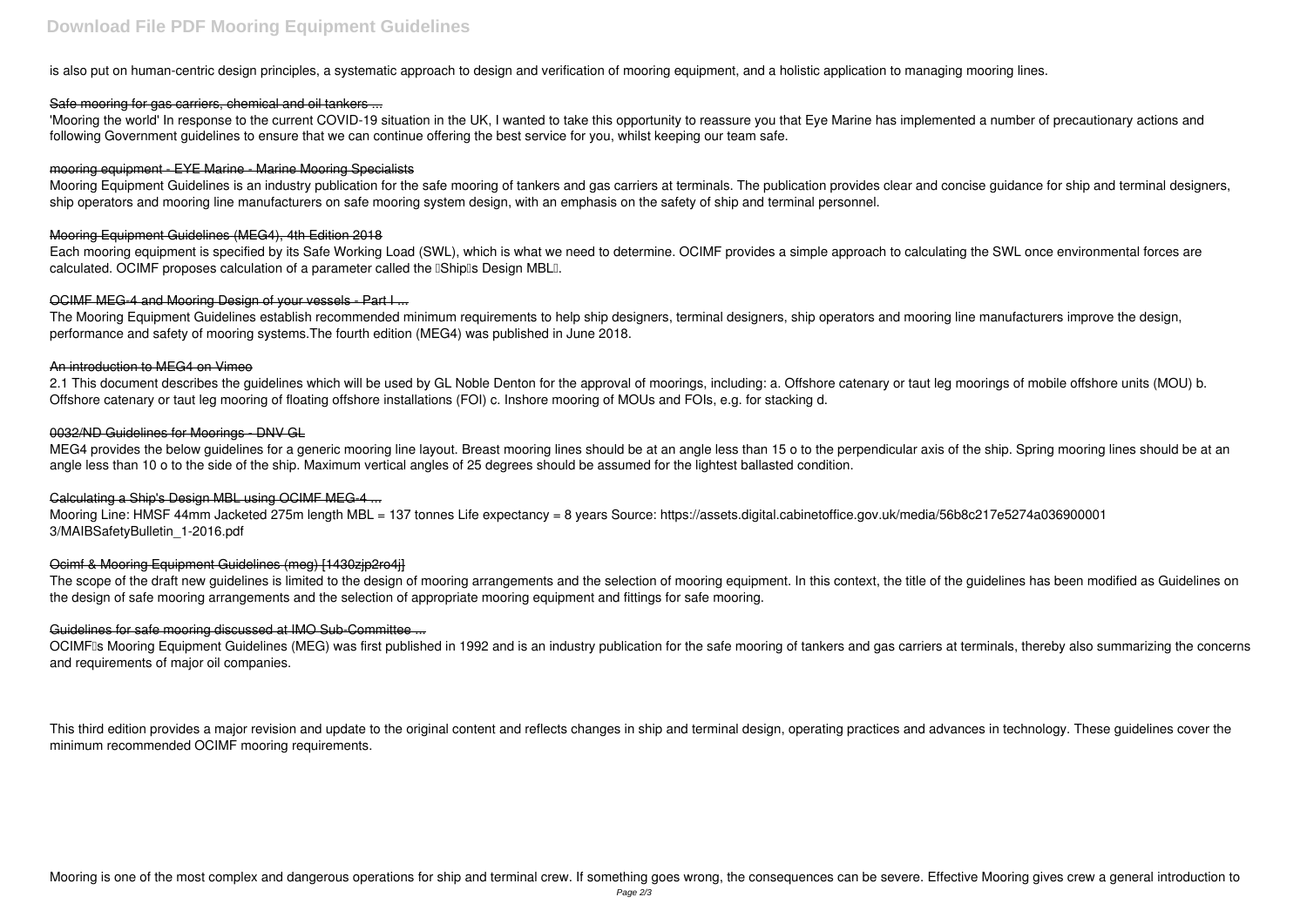is also put on human-centric design principles, a systematic approach to design and verification of mooring equipment, and a holistic application to managing mooring lines.

### Safe mooring for gas carriers, chemical and oil tankers ...

'Mooring the world' In response to the current COVID-19 situation in the UK, I wanted to take this opportunity to reassure you that Eye Marine has implemented a number of precautionary actions and following Government guidelines to ensure that we can continue offering the best service for you, whilst keeping our team safe.

### mooring equipment - EYE Marine - Marine Mooring Specialists

Mooring Equipment Guidelines is an industry publication for the safe mooring of tankers and gas carriers at terminals. The publication provides clear and concise guidance for ship and terminal designers, ship operators and mooring line manufacturers on safe mooring system design, with an emphasis on the safety of ship and terminal personnel.

### Mooring Equipment Guidelines (MEG4), 4th Edition 2018

Each mooring equipment is specified by its Safe Working Load (SWL), which is what we need to determine. OCIMF provides a simple approach to calculating the SWL once environmental forces are calculated. OCIMF proposes calculation of a parameter called the "Ship's Design MBL".

### OCIMF MEG-4 and Mooring Design of your vessels - Part I ...

The Mooring Equipment Guidelines establish recommended minimum requirements to help ship designers, terminal designers, ship operators and mooring line manufacturers improve the design, performance and safety of mooring systems.The fourth edition (MEG4) was published in June 2018.

### An introduction to MEG4 on Vimeo

2.1 This document describes the guidelines which will be used by GL Noble Denton for the approval of moorings, including: a. Offshore catenary or taut leg moorings of mobile offshore units (MOU) b. Offshore catenary or taut leg mooring of floating offshore installations (FOI) c. Inshore mooring of MOUs and FOIs, e.g. for stacking d.

### 0032/ND Guidelines for Moorings - DNV GL

MEG4 provides the below guidelines for a generic mooring line layout. Breast mooring lines should be at an angle less than 15 o to the perpendicular axis of the ship. Spring mooring lines should be at an angle less than 10 o to the side of the ship. Maximum vertical angles of 25 degrees should be assumed for the lightest ballasted condition.

### Calculating a Ship's Design MBL using OCIMF MEG-4 ...

Mooring Line: HMSF 44mm Jacketed 275m length MBL = 137 tonnes Life expectancy = 8 years Source: https://assets.digital.cabinetoffice.gov.uk/media/56b8c217e5274a036900001 3/MAIBSafetyBulletin_1-2016.pdf

### Ocimf & Mooring Equipment Guidelines (meg) [1430zjp2ro4j]

The scope of the draft new guidelines is limited to the design of mooring arrangements and the selection of mooring equipment. In this context, the title of the guidelines has been modified as Guidelines on the design of safe mooring arrangements and the selection of appropriate mooring equipment and fittings for safe mooring.

### Guidelines for safe mooring discussed at IMO Sub-Committee ...

OCIMF's Mooring Equipment Guidelines (MEG) was first published in 1992 and is an industry publication for the safe mooring of tankers and gas carriers at terminals, thereby also summarizing the concerns and requirements of major oil companies.

This third edition provides a major revision and update to the original content and reflects changes in ship and terminal design, operating practices and advances in technology. These guidelines cover the minimum recommended OCIMF mooring requirements.

Mooring is one of the most complex and dangerous operations for ship and terminal crew. If something goes wrong, the consequences can be severe. Effective Mooring gives crew a general introduction to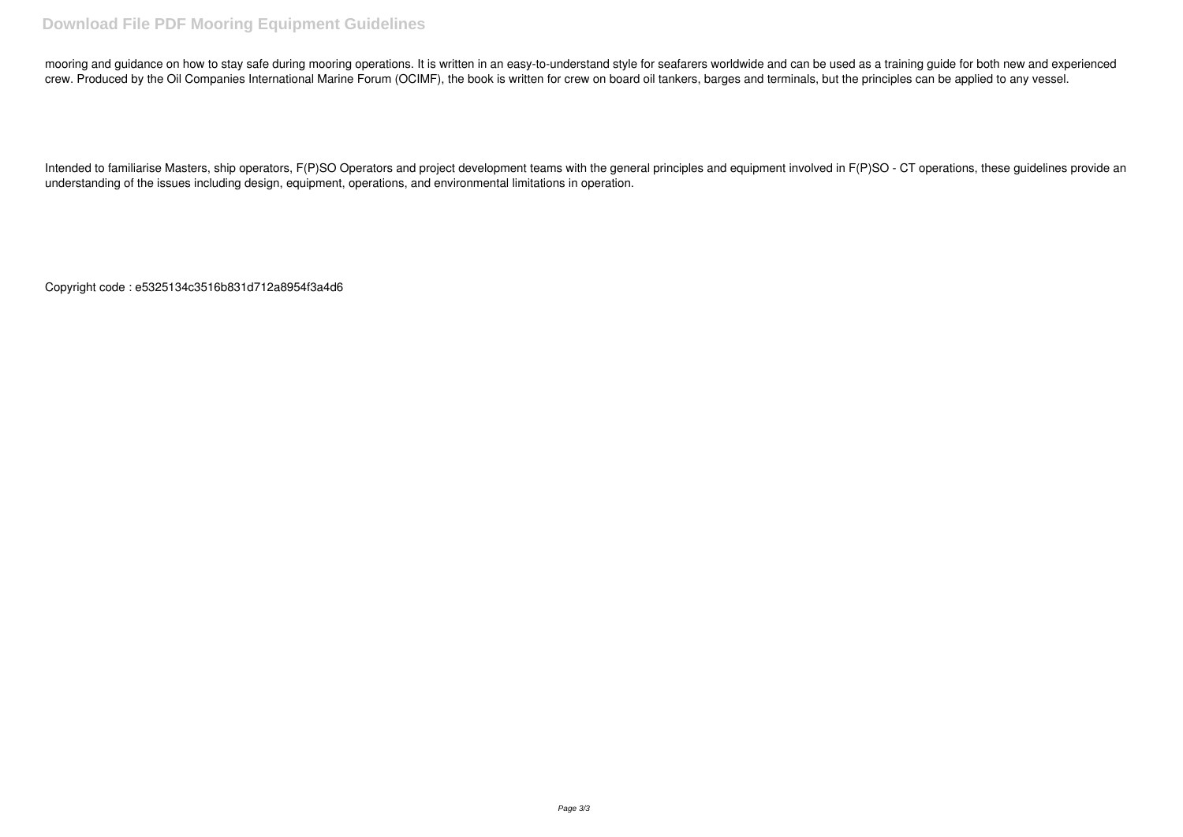mooring and guidance on how to stay safe during mooring operations. It is written in an easy-to-understand style for seafarers worldwide and can be used as a training guide for both new and experienced crew. Produced by the Oil Companies International Marine Forum (OCIMF), the book is written for crew on board oil tankers, barges and terminals, but the principles can be applied to any vessel.

Intended to familiarise Masters, ship operators, F(P)SO Operators and project development teams with the general principles and equipment involved in F(P)SO - CT operations, these guidelines provide an understanding of the issues including design, equipment, operations, and environmental limitations in operation.

Copyright code : e5325134c3516b831d712a8954f3a4d6